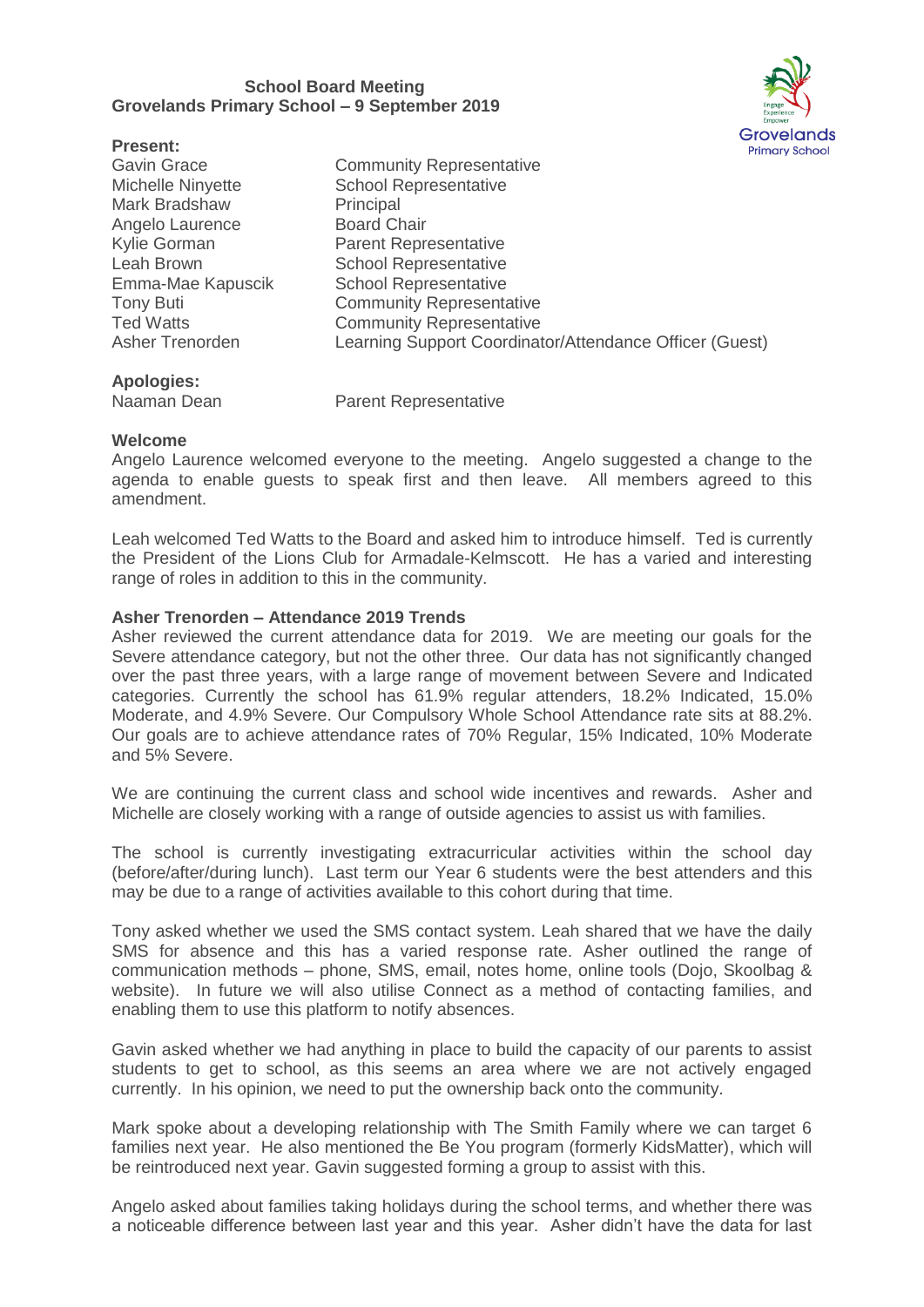**School Board Meeting**
**Grovelands Primary School – 9 September 2019**

**Present:**

| | |
|---|---|
| Gavin Grace | Community Representative |
| Michelle Ninyette | School Representative |
| Mark Bradshaw | Principal |
| Angelo Laurence | Board Chair |
| Kylie Gorman | Parent Representative |
| Leah Brown | School Representative |
| Emma-Mae Kapuscik | School Representative |
| Tony Buti | Community Representative |
| Ted Watts | Community Representative |
| Asher Trenorden | Learning Support Coordinator/Attendance Officer (Guest) |

**Apologies:**

| | |
|---|---|
| Naaman Dean | Parent Representative |

**Welcome**

Angelo Laurence welcomed everyone to the meeting. Angelo suggested a change to the agenda to enable guests to speak first and then leave. All members agreed to this amendment.

Leah welcomed Ted Watts to the Board and asked him to introduce himself. Ted is currently the President of the Lions Club for Armadale-Kelmscott. He has a varied and interesting range of roles in addition to this in the community.

**Asher Trenorden – Attendance 2019 Trends**

Asher reviewed the current attendance data for 2019. We are meeting our goals for the Severe attendance category, but not the other three. Our data has not significantly changed over the past three years, with a large range of movement between Severe and Indicated categories. Currently the school has 61.9% regular attenders, 18.2% Indicated, 15.0% Moderate, and 4.9% Severe. Our Compulsory Whole School Attendance rate sits at 88.2%. Our goals are to achieve attendance rates of 70% Regular, 15% Indicated, 10% Moderate and 5% Severe.

We are continuing the current class and school wide incentives and rewards. Asher and Michelle are closely working with a range of outside agencies to assist us with families.

The school is currently investigating extracurricular activities within the school day (before/after/during lunch). Last term our Year 6 students were the best attenders and this may be due to a range of activities available to this cohort during that time.

Tony asked whether we used the SMS contact system. Leah shared that we have the daily SMS for absence and this has a varied response rate. Asher outlined the range of communication methods – phone, SMS, email, notes home, online tools (Dojo, Skoolbag & website). In future we will also utilise Connect as a method of contacting families, and enabling them to use this platform to notify absences.

Gavin asked whether we had anything in place to build the capacity of our parents to assist students to get to school, as this seems an area where we are not actively engaged currently. In his opinion, we need to put the ownership back onto the community.

Mark spoke about a developing relationship with The Smith Family where we can target 6 families next year. He also mentioned the Be You program (formerly KidsMatter), which will be reintroduced next year. Gavin suggested forming a group to assist with this.

Angelo asked about families taking holidays during the school terms, and whether there was a noticeable difference between last year and this year. Asher didn't have the data for last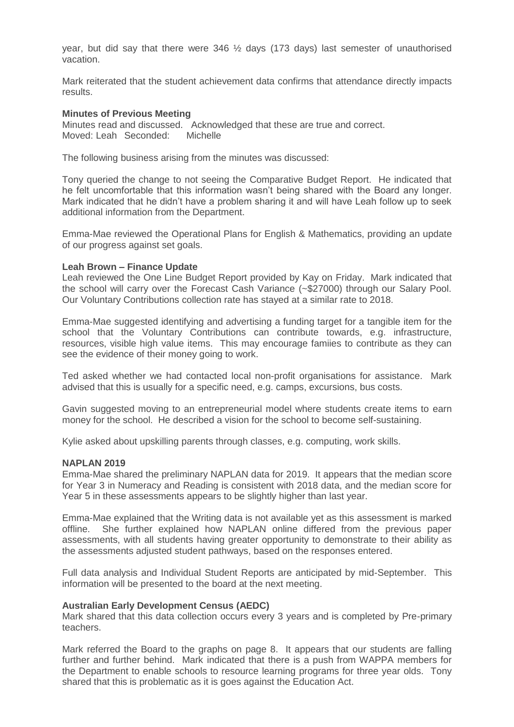year, but did say that there were 346 ½ days (173 days) last semester of unauthorised vacation.

Mark reiterated that the student achievement data confirms that attendance directly impacts results.

**Minutes of Previous Meeting**
Minutes read and discussed. Acknowledged that these are true and correct.
Moved: Leah Seconded: Michelle

The following business arising from the minutes was discussed:

Tony queried the change to not seeing the Comparative Budget Report. He indicated that he felt uncomfortable that this information wasn't being shared with the Board any longer. Mark indicated that he didn't have a problem sharing it and will have Leah follow up to seek additional information from the Department.

Emma-Mae reviewed the Operational Plans for English & Mathematics, providing an update of our progress against set goals.

**Leah Brown – Finance Update**
Leah reviewed the One Line Budget Report provided by Kay on Friday. Mark indicated that the school will carry over the Forecast Cash Variance (~$27000) through our Salary Pool. Our Voluntary Contributions collection rate has stayed at a similar rate to 2018.

Emma-Mae suggested identifying and advertising a funding target for a tangible item for the school that the Voluntary Contributions can contribute towards, e.g. infrastructure, resources, visible high value items. This may encourage famiies to contribute as they can see the evidence of their money going to work.

Ted asked whether we had contacted local non-profit organisations for assistance. Mark advised that this is usually for a specific need, e.g. camps, excursions, bus costs.

Gavin suggested moving to an entrepreneurial model where students create items to earn money for the school. He described a vision for the school to become self-sustaining.

Kylie asked about upskilling parents through classes, e.g. computing, work skills.

**NAPLAN 2019**
Emma-Mae shared the preliminary NAPLAN data for 2019. It appears that the median score for Year 3 in Numeracy and Reading is consistent with 2018 data, and the median score for Year 5 in these assessments appears to be slightly higher than last year.

Emma-Mae explained that the Writing data is not available yet as this assessment is marked offline. She further explained how NAPLAN online differed from the previous paper assessments, with all students having greater opportunity to demonstrate to their ability as the assessments adjusted student pathways, based on the responses entered.

Full data analysis and Individual Student Reports are anticipated by mid-September. This information will be presented to the board at the next meeting.

**Australian Early Development Census (AEDC)**
Mark shared that this data collection occurs every 3 years and is completed by Pre-primary teachers.

Mark referred the Board to the graphs on page 8. It appears that our students are falling further and further behind. Mark indicated that there is a push from WAPPA members for the Department to enable schools to resource learning programs for three year olds. Tony shared that this is problematic as it is goes against the Education Act.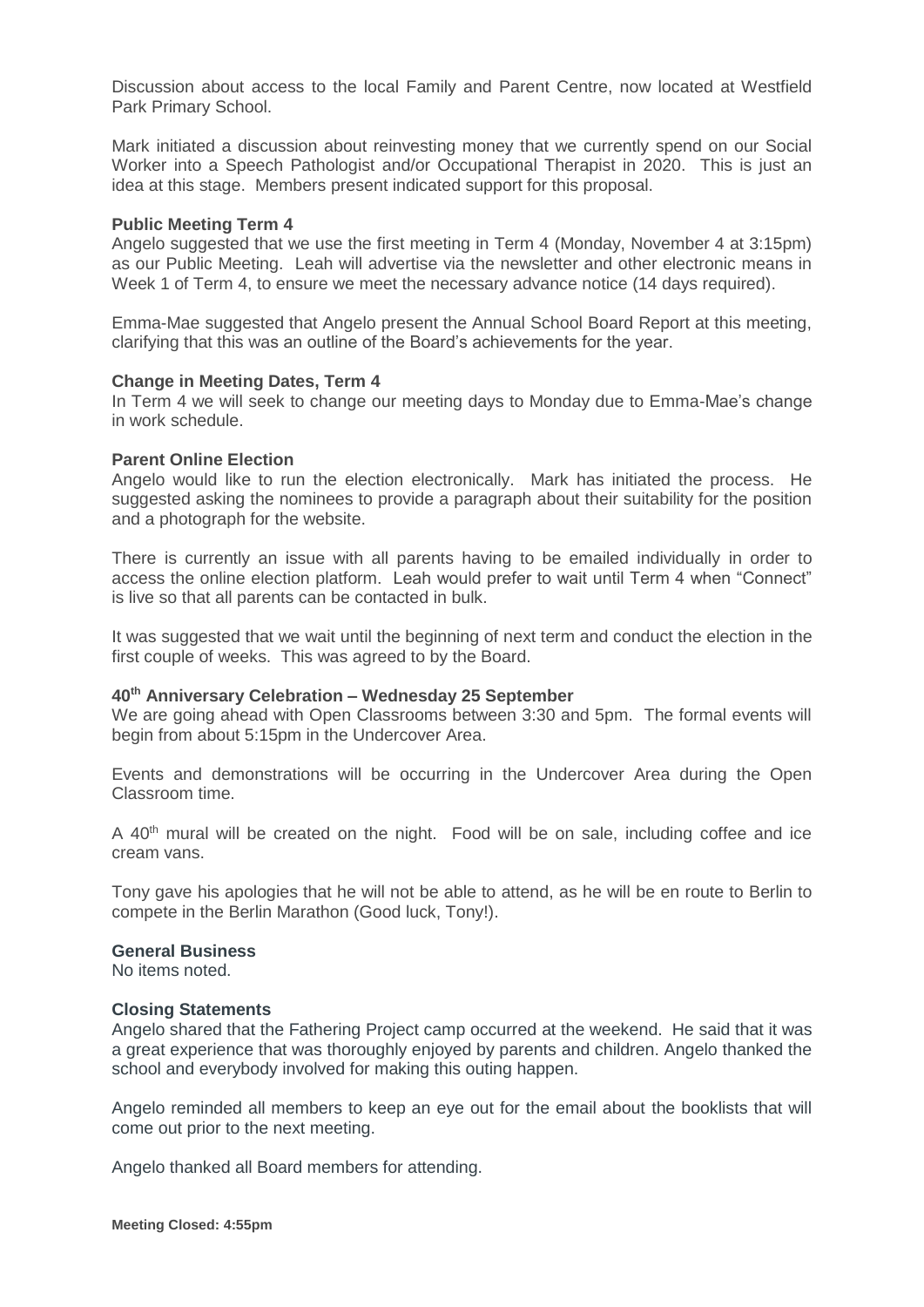Discussion about access to the local Family and Parent Centre, now located at Westfield Park Primary School.

Mark initiated a discussion about reinvesting money that we currently spend on our Social Worker into a Speech Pathologist and/or Occupational Therapist in 2020. This is just an idea at this stage. Members present indicated support for this proposal.

**Public Meeting Term 4**
Angelo suggested that we use the first meeting in Term 4 (Monday, November 4 at 3:15pm) as our Public Meeting. Leah will advertise via the newsletter and other electronic means in Week 1 of Term 4, to ensure we meet the necessary advance notice (14 days required).

Emma-Mae suggested that Angelo present the Annual School Board Report at this meeting, clarifying that this was an outline of the Board's achievements for the year.

**Change in Meeting Dates, Term 4**
In Term 4 we will seek to change our meeting days to Monday due to Emma-Mae's change in work schedule.

**Parent Online Election**
Angelo would like to run the election electronically. Mark has initiated the process. He suggested asking the nominees to provide a paragraph about their suitability for the position and a photograph for the website.

There is currently an issue with all parents having to be emailed individually in order to access the online election platform. Leah would prefer to wait until Term 4 when "Connect" is live so that all parents can be contacted in bulk.

It was suggested that we wait until the beginning of next term and conduct the election in the first couple of weeks. This was agreed to by the Board.

**40th Anniversary Celebration – Wednesday 25 September**
We are going ahead with Open Classrooms between 3:30 and 5pm. The formal events will begin from about 5:15pm in the Undercover Area.

Events and demonstrations will be occurring in the Undercover Area during the Open Classroom time.

A 40th mural will be created on the night. Food will be on sale, including coffee and ice cream vans.

Tony gave his apologies that he will not be able to attend, as he will be en route to Berlin to compete in the Berlin Marathon (Good luck, Tony!).

**General Business**
No items noted.

**Closing Statements**
Angelo shared that the Fathering Project camp occurred at the weekend. He said that it was a great experience that was thoroughly enjoyed by parents and children. Angelo thanked the school and everybody involved for making this outing happen.

Angelo reminded all members to keep an eye out for the email about the booklists that will come out prior to the next meeting.

Angelo thanked all Board members for attending.

**Meeting Closed: 4:55pm**